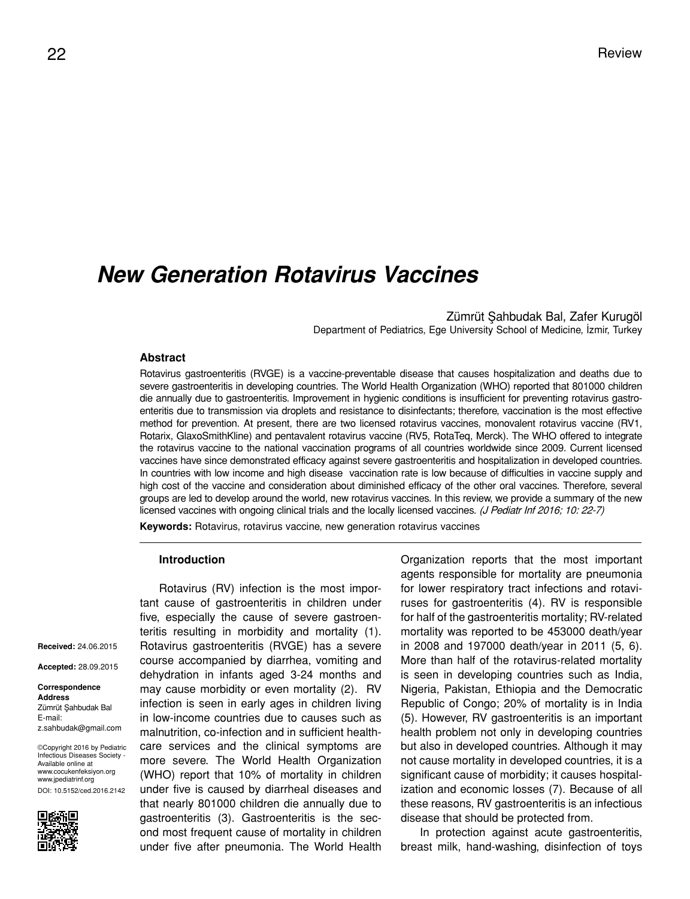# New Generation Rotavirus Vaccines

Zümrüt Şahbudak Bal, Zafer Kurugöl

Department of Pediatrics, Ege University School of Medicine, İzmir, Turkey

### Abstract

Rotavirus gastroenteritis (RVGE) is a vaccine-preventable disease that causes hospitalization and deaths due to severe gastroenteritis in developing countries. The World Health Organization (WHO) reported that 801000 children die annually due to gastroenteritis. Improvement in hygienic conditions is insufficient for preventing rotavirus gastroenteritis due to transmission via droplets and resistance to disinfectants; therefore, vaccination is the most effective method for prevention. At present, there are two licensed rotavirus vaccines, monovalent rotavirus vaccine (RV1, Rotarix, GlaxoSmithKline) and pentavalent rotavirus vaccine (RV5, RotaTeq, Merck). The WHO offered to integrate the rotavirus vaccine to the national vaccination programs of all countries worldwide since 2009. Current licensed vaccines have since demonstrated efficacy against severe gastroenteritis and hospitalization in developed countries. In countries with low income and high disease vaccination rate is low because of difficulties in vaccine supply and high cost of the vaccine and consideration about diminished efficacy of the other oral vaccines. Therefore, several groups are led to develop around the world, new rotavirus vaccines. In this review, we provide a summary of the new licensed vaccines with ongoing clinical trials and the locally licensed vaccines. *(J Pediatr Inf 2016; 10: 22-7)*

**Keywords:** Rotavirus, rotavirus vaccine, new generation rotavirus vaccines

**Received:** 24.06.2015

**Accepted:** 28.09.2015

**Correspondence Address**
Zümrüt Şahbudak Bal
E-mail: z.sahbudak@gmail.com

©Copyright 2016 by Pediatric Infectious Diseases Society - Available online at www.cocukenfeksiyon.org www.jpediatrinf.org
DOI: 10.5152/ced.2016.2142

### Introduction

Rotavirus (RV) infection is the most important cause of gastroenteritis in children under five, especially the cause of severe gastroenteritis resulting in morbidity and mortality (1). Rotavirus gastroenteritis (RVGE) has a severe course accompanied by diarrhea, vomiting and dehydration in infants aged 3-24 months and may cause morbidity or even mortality (2). RV infection is seen in early ages in children living in low-income countries due to causes such as malnutrition, co-infection and in sufficient healthcare services and the clinical symptoms are more severe. The World Health Organization (WHO) report that 10% of mortality in children under five is caused by diarrheal diseases and that nearly 801000 children die annually due to gastroenteritis (3). Gastroenteritis is the second most frequent cause of mortality in children under five after pneumonia. The World Health Organization reports that the most important agents responsible for mortality are pneumonia for lower respiratory tract infections and rotaviruses for gastroenteritis (4). RV is responsible for half of the gastroenteritis mortality; RV-related mortality was reported to be 453000 death/year in 2008 and 197000 death/year in 2011 (5, 6). More than half of the rotavirus-related mortality is seen in developing countries such as India, Nigeria, Pakistan, Ethiopia and the Democratic Republic of Congo; 20% of mortality is in India (5). However, RV gastroenteritis is an important health problem not only in developing countries but also in developed countries. Although it may not cause mortality in developed countries, it is a significant cause of morbidity; it causes hospitalization and economic losses (7). Because of all these reasons, RV gastroenteritis is an infectious disease that should be protected from.

In protection against acute gastroenteritis, breast milk, hand-washing, disinfection of toys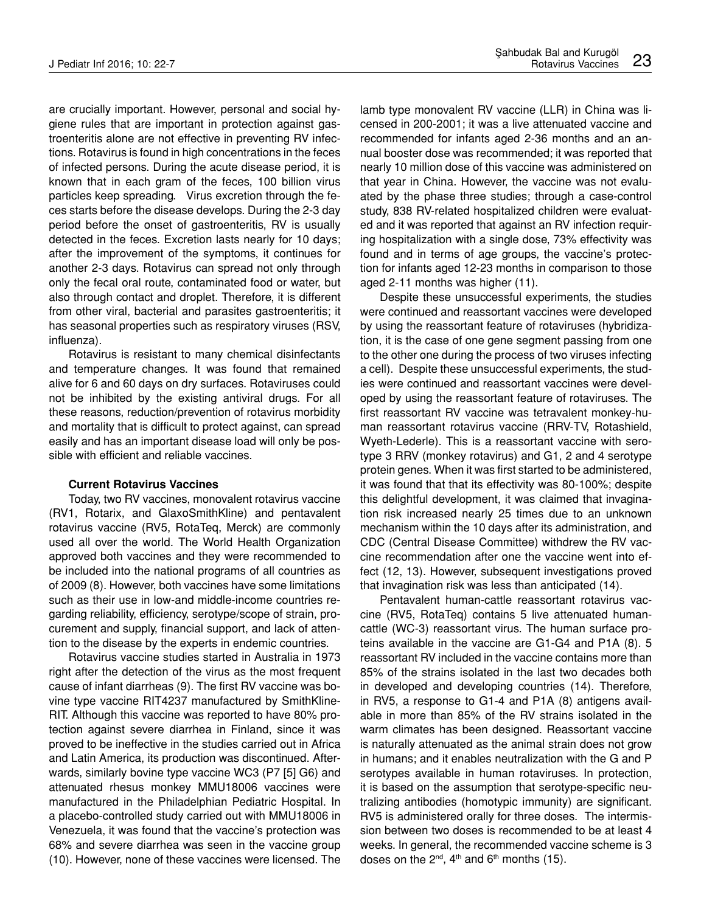are crucially important. However, personal and social hygiene rules that are important in protection against gastroenteritis alone are not effective in preventing RV infections. Rotavirus is found in high concentrations in the feces of infected persons. During the acute disease period, it is known that in each gram of the feces, 100 billion virus particles keep spreading. Virus excretion through the feces starts before the disease develops. During the 2-3 day period before the onset of gastroenteritis, RV is usually detected in the feces. Excretion lasts nearly for 10 days; after the improvement of the symptoms, it continues for another 2-3 days. Rotavirus can spread not only through only the fecal oral route, contaminated food or water, but also through contact and droplet. Therefore, it is different from other viral, bacterial and parasites gastroenteritis; it has seasonal properties such as respiratory viruses (RSV, influenza).

Rotavirus is resistant to many chemical disinfectants and temperature changes. It was found that remained alive for 6 and 60 days on dry surfaces. Rotaviruses could not be inhibited by the existing antiviral drugs. For all these reasons, reduction/prevention of rotavirus morbidity and mortality that is difficult to protect against, can spread easily and has an important disease load will only be possible with efficient and reliable vaccines.

### Current Rotavirus Vaccines

Today, two RV vaccines, monovalent rotavirus vaccine (RV1, Rotarix, and GlaxoSmithKline) and pentavalent rotavirus vaccine (RV5, RotaTeq, Merck) are commonly used all over the world. The World Health Organization approved both vaccines and they were recommended to be included into the national programs of all countries as of 2009 (8). However, both vaccines have some limitations such as their use in low-and middle-income countries regarding reliability, efficiency, serotype/scope of strain, procurement and supply, financial support, and lack of attention to the disease by the experts in endemic countries.

Rotavirus vaccine studies started in Australia in 1973 right after the detection of the virus as the most frequent cause of infant diarrheas (9). The first RV vaccine was bovine type vaccine RIT4237 manufactured by SmithKline-RIT. Although this vaccine was reported to have 80% protection against severe diarrhea in Finland, since it was proved to be ineffective in the studies carried out in Africa and Latin America, its production was discontinued. Afterwards, similarly bovine type vaccine WC3 (P7 [5] G6) and attenuated rhesus monkey MMU18006 vaccines were manufactured in the Philadelphian Pediatric Hospital. In a placebo-controlled study carried out with MMU18006 in Venezuela, it was found that the vaccine's protection was 68% and severe diarrhea was seen in the vaccine group (10). However, none of these vaccines were licensed. The lamb type monovalent RV vaccine (LLR) in China was licensed in 200-2001; it was a live attenuated vaccine and recommended for infants aged 2-36 months and an annual booster dose was recommended; it was reported that nearly 10 million dose of this vaccine was administered on that year in China. However, the vaccine was not evaluated by the phase three studies; through a case-control study, 838 RV-related hospitalized children were evaluated and it was reported that against an RV infection requiring hospitalization with a single dose, 73% effectivity was found and in terms of age groups, the vaccine's protection for infants aged 12-23 months in comparison to those aged 2-11 months was higher (11).

Despite these unsuccessful experiments, the studies were continued and reassortant vaccines were developed by using the reassortant feature of rotaviruses (hybridization, it is the case of one gene segment passing from one to the other one during the process of two viruses infecting a cell). Despite these unsuccessful experiments, the studies were continued and reassortant vaccines were developed by using the reassortant feature of rotaviruses. The first reassortant RV vaccine was tetravalent monkey-human reassortant rotavirus vaccine (RRV-TV, Rotashield, Wyeth-Lederle). This is a reassortant vaccine with serotype 3 RRV (monkey rotavirus) and G1, 2 and 4 serotype protein genes. When it was first started to be administered, it was found that that its effectivity was 80-100%; despite this delightful development, it was claimed that invagination risk increased nearly 25 times due to an unknown mechanism within the 10 days after its administration, and CDC (Central Disease Committee) withdrew the RV vaccine recommendation after one the vaccine went into effect (12, 13). However, subsequent investigations proved that invagination risk was less than anticipated (14).

Pentavalent human-cattle reassortant rotavirus vaccine (RV5, RotaTeq) contains 5 live attenuated human-cattle (WC-3) reassortant virus. The human surface proteins available in the vaccine are G1-G4 and P1A (8). 5 reassortant RV included in the vaccine contains more than 85% of the strains isolated in the last two decades both in developed and developing countries (14). Therefore, in RV5, a response to G1-4 and P1A (8) antigens available in more than 85% of the RV strains isolated in the warm climates has been designed. Reassortant vaccine is naturally attenuated as the animal strain does not grow in humans; and it enables neutralization with the G and P serotypes available in human rotaviruses. In protection, it is based on the assumption that serotype-specific neutralizing antibodies (homotypic immunity) are significant. RV5 is administered orally for three doses. The intermission between two doses is recommended to be at least 4 weeks. In general, the recommended vaccine scheme is 3 doses on the 2nd, 4th and 6th months (15).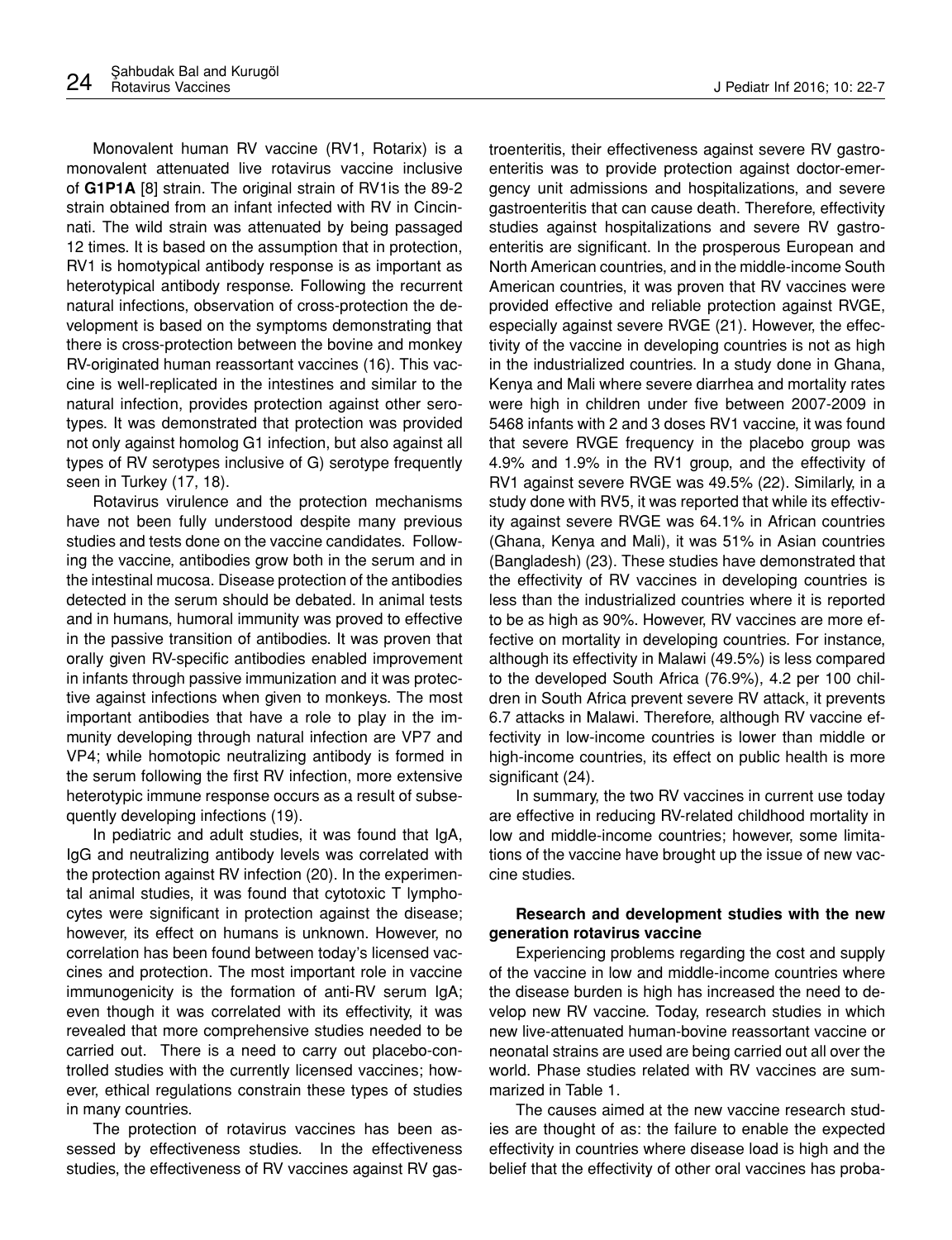Monovalent human RV vaccine (RV1, Rotarix) is a monovalent attenuated live rotavirus vaccine inclusive of **G1P1A** [8] strain. The original strain of RV1is the 89-2 strain obtained from an infant infected with RV in Cincinnati. The wild strain was attenuated by being passaged 12 times. It is based on the assumption that in protection, RV1 is homotypical antibody response is as important as heterotypical antibody response. Following the recurrent natural infections, observation of cross-protection the development is based on the symptoms demonstrating that there is cross-protection between the bovine and monkey RV-originated human reassortant vaccines (16). This vaccine is well-replicated in the intestines and similar to the natural infection, provides protection against other serotypes. It was demonstrated that protection was provided not only against homolog G1 infection, but also against all types of RV serotypes inclusive of G) serotype frequently seen in Turkey (17, 18).

Rotavirus virulence and the protection mechanisms have not been fully understood despite many previous studies and tests done on the vaccine candidates. Following the vaccine, antibodies grow both in the serum and in the intestinal mucosa. Disease protection of the antibodies detected in the serum should be debated. In animal tests and in humans, humoral immunity was proved to effective in the passive transition of antibodies. It was proven that orally given RV-specific antibodies enabled improvement in infants through passive immunization and it was protective against infections when given to monkeys. The most important antibodies that have a role to play in the immunity developing through natural infection are VP7 and VP4; while homotopic neutralizing antibody is formed in the serum following the first RV infection, more extensive heterotypic immune response occurs as a result of subsequently developing infections (19).

In pediatric and adult studies, it was found that IgA, IgG and neutralizing antibody levels was correlated with the protection against RV infection (20). In the experimental animal studies, it was found that cytotoxic T lymphocytes were significant in protection against the disease; however, its effect on humans is unknown. However, no correlation has been found between today's licensed vaccines and protection. The most important role in vaccine immunogenicity is the formation of anti-RV serum IgA; even though it was correlated with its effectivity, it was revealed that more comprehensive studies needed to be carried out. There is a need to carry out placebo-controlled studies with the currently licensed vaccines; however, ethical regulations constrain these types of studies in many countries.

The protection of rotavirus vaccines has been assessed by effectiveness studies. In the effectiveness studies, the effectiveness of RV vaccines against RV gastroenteritis, their effectiveness against severe RV gastroenteritis was to provide protection against doctor-emergency unit admissions and hospitalizations, and severe gastroenteritis that can cause death. Therefore, effectivity studies against hospitalizations and severe RV gastroenteritis are significant. In the prosperous European and North American countries, and in the middle-income South American countries, it was proven that RV vaccines were provided effective and reliable protection against RVGE, especially against severe RVGE (21). However, the effectivity of the vaccine in developing countries is not as high in the industrialized countries. In a study done in Ghana, Kenya and Mali where severe diarrhea and mortality rates were high in children under five between 2007-2009 in 5468 infants with 2 and 3 doses RV1 vaccine, it was found that severe RVGE frequency in the placebo group was 4.9% and 1.9% in the RV1 group, and the effectivity of RV1 against severe RVGE was 49.5% (22). Similarly, in a study done with RV5, it was reported that while its effectivity against severe RVGE was 64.1% in African countries (Ghana, Kenya and Mali), it was 51% in Asian countries (Bangladesh) (23). These studies have demonstrated that the effectivity of RV vaccines in developing countries is less than the industrialized countries where it is reported to be as high as 90%. However, RV vaccines are more effective on mortality in developing countries. For instance, although its effectivity in Malawi (49.5%) is less compared to the developed South Africa (76.9%), 4.2 per 100 children in South Africa prevent severe RV attack, it prevents 6.7 attacks in Malawi. Therefore, although RV vaccine effectivity in low-income countries is lower than middle or high-income countries, its effect on public health is more significant (24).

In summary, the two RV vaccines in current use today are effective in reducing RV-related childhood mortality in low and middle-income countries; however, some limitations of the vaccine have brought up the issue of new vaccine studies.

### Research and development studies with the new generation rotavirus vaccine

Experiencing problems regarding the cost and supply of the vaccine in low and middle-income countries where the disease burden is high has increased the need to develop new RV vaccine. Today, research studies in which new live-attenuated human-bovine reassortant vaccine or neonatal strains are used are being carried out all over the world. Phase studies related with RV vaccines are summarized in Table 1.

The causes aimed at the new vaccine research studies are thought of as: the failure to enable the expected effectivity in countries where disease load is high and the belief that the effectivity of other oral vaccines has proba-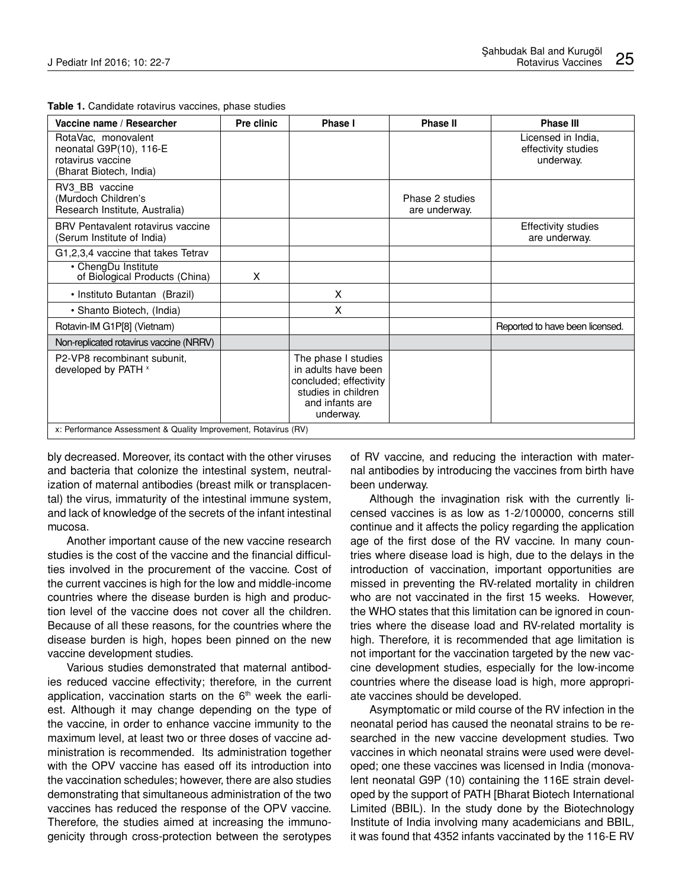**Table 1.** Candidate rotavirus vaccines, phase studies

| Vaccine name / Researcher | Pre clinic | Phase I | Phase II | Phase III |
|---|---|---|---|---|
| RotaVac, monovalent neonatal G9P(10), 116-E rotavirus vaccine (Bharat Biotech, India) | | | | Licensed in India, effectivity studies underway. |
| RV3_BB vaccine (Murdoch Children's Research Institute, Australia) | | | Phase 2 studies are underway. | |
| BRV Pentavalent rotavirus vaccine (Serum Institute of India) | | | | Effectivity studies are underway. |
| G1,2,3,4 vaccine that takes Tetrav | | | | |
| • ChengDu Institute of Biological Products (China) | X | | | |
| • Instituto Butantan (Brazil) | | X | | |
| • Shanto Biotech, (India) | | X | | |
| Rotavin-IM G1P[8] (Vietnam) | | | | Reported to have been licensed. |
| Non-replicated rotavirus vaccine (NRRV) | | | | |
| P2-VP8 recombinant subunit, developed by PATH [x] | | The phase I studies in adults have been concluded; effectivity studies in children and infants are underway. | | |

x: Performance Assessment & Quality Improvement, Rotavirus (RV)

bly decreased. Moreover, its contact with the other viruses and bacteria that colonize the intestinal system, neutralization of maternal antibodies (breast milk or transplacental) the virus, immaturity of the intestinal immune system, and lack of knowledge of the secrets of the infant intestinal mucosa.

Another important cause of the new vaccine research studies is the cost of the vaccine and the financial difficulties involved in the procurement of the vaccine. Cost of the current vaccines is high for the low and middle-income countries where the disease burden is high and production level of the vaccine does not cover all the children. Because of all these reasons, for the countries where the disease burden is high, hopes been pinned on the new vaccine development studies.

Various studies demonstrated that maternal antibodies reduced vaccine effectivity; therefore, in the current application, vaccination starts on the 6th week the earliest. Although it may change depending on the type of the vaccine, in order to enhance vaccine immunity to the maximum level, at least two or three doses of vaccine administration is recommended. Its administration together with the OPV vaccine has eased off its introduction into the vaccination schedules; however, there are also studies demonstrating that simultaneous administration of the two vaccines has reduced the response of the OPV vaccine. Therefore, the studies aimed at increasing the immunogenicity through cross-protection between the serotypes of RV vaccine, and reducing the interaction with maternal antibodies by introducing the vaccines from birth have been underway.

Although the invagination risk with the currently licensed vaccines is as low as 1-2/100000, concerns still continue and it affects the policy regarding the application age of the first dose of the RV vaccine. In many countries where disease load is high, due to the delays in the introduction of vaccination, important opportunities are missed in preventing the RV-related mortality in children who are not vaccinated in the first 15 weeks. However, the WHO states that this limitation can be ignored in countries where the disease load and RV-related mortality is high. Therefore, it is recommended that age limitation is not important for the vaccination targeted by the new vaccine development studies, especially for the low-income countries where the disease load is high, more appropriate vaccines should be developed.

Asymptomatic or mild course of the RV infection in the neonatal period has caused the neonatal strains to be researched in the new vaccine development studies. Two vaccines in which neonatal strains were used were developed; one these vaccines was licensed in India (monovalent neonatal G9P (10) containing the 116E strain developed by the support of PATH [Bharat Biotech International Limited (BBIL). In the study done by the Biotechnology Institute of India involving many academicians and BBIL, it was found that 4352 infants vaccinated by the 116-E RV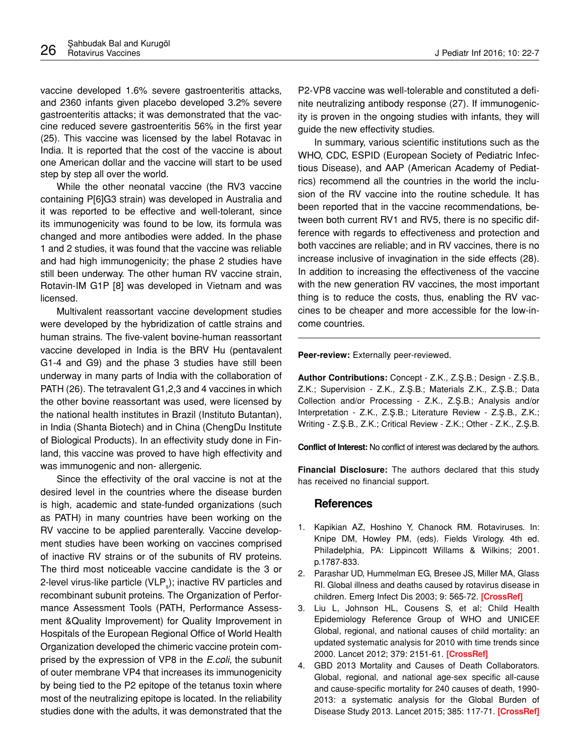vaccine developed 1.6% severe gastroenteritis attacks, and 2360 infants given placebo developed 3.2% severe gastroenteritis attacks; it was demonstrated that the vaccine reduced severe gastroenteritis 56% in the first year (25). This vaccine was licensed by the label Rotavac in India. It is reported that the cost of the vaccine is about one American dollar and the vaccine will start to be used step by step all over the world.

While the other neonatal vaccine (the RV3 vaccine containing P[6]G3 strain) was developed in Australia and it was reported to be effective and well-tolerant, since its immunogenicity was found to be low, its formula was changed and more antibodies were added. In the phase 1 and 2 studies, it was found that the vaccine was reliable and had high immunogenicity; the phase 2 studies have still been underway. The other human RV vaccine strain, Rotavin-IM G1P [8] was developed in Vietnam and was licensed.

Multivalent reassortant vaccine development studies were developed by the hybridization of cattle strains and human strains. The five-valent bovine-human reassortant vaccine developed in India is the BRV Hu (pentavalent G1-4 and G9) and the phase 3 studies have still been underway in many parts of India with the collaboration of PATH (26). The tetravalent G1,2,3 and 4 vaccines in which the other bovine reassortant was used, were licensed by the national health institutes in Brazil (Instituto Butantan), in India (Shanta Biotech) and in China (ChengDu Institute of Biological Products). In an effectivity study done in Finland, this vaccine was proved to have high effectivity and was immunogenic and non- allergenic.

Since the effectivity of the oral vaccine is not at the desired level in the countries where the disease burden is high, academic and state-funded organizations (such as PATH) in many countries have been working on the RV vaccine to be applied parenterally. Vaccine development studies have been working on vaccines comprised of inactive RV strains or of the subunits of RV proteins. The third most noticeable vaccine candidate is the 3 or 2-level virus-like particle ($VLP_s$); inactive RV particles and recombinant subunit proteins. The Organization of Performance Assessment Tools (PATH, Performance Assessment &Quality Improvement) for Quality Improvement in Hospitals of the European Regional Office of World Health Organization developed the chimeric vaccine protein comprised by the expression of VP8 in the *E.coli*, the subunit of outer membrane VP4 that increases its immunogenicity by being tied to the P2 epitope of the tetanus toxin where most of the neutralizing epitope is located. In the reliability studies done with the adults, it was demonstrated that the P2-VP8 vaccine was well-tolerable and constituted a definite neutralizing antibody response (27). If immunogenicity is proven in the ongoing studies with infants, they will guide the new effectivity studies.

In summary, various scientific institutions such as the WHO, CDC, ESPID (European Society of Pediatric Infectious Disease), and AAP (American Academy of Pediatrics) recommend all the countries in the world the inclusion of the RV vaccine into the routine schedule. It has been reported that in the vaccine recommendations, between both current RV1 and RV5, there is no specific difference with regards to effectiveness and protection and both vaccines are reliable; and in RV vaccines, there is no increase inclusive of invagination in the side effects (28). In addition to increasing the effectiveness of the vaccine with the new generation RV vaccines, the most important thing is to reduce the costs, thus, enabling the RV vaccines to be cheaper and more accessible for the low-income countries.

---

**Peer-review:** Externally peer-reviewed.

**Author Contributions:** Concept - Z.K., Z.Ş.B.; Design - Z.Ş.B., Z.K.; Supervision - Z.K., Z.Ş.B.; Materials Z.K., Z.Ş.B.; Data Collection and/or Processing - Z.K., Z.Ş.B.; Analysis and/or Interpretation - Z.K., Z.Ş.B.; Literature Review - Z.Ş.B., Z.K.; Writing - Z.Ş.B., Z.K.; Critical Review - Z.K.; Other - Z.K., Z.Ş.B.

**Conflict of Interest:** No conflict of interest was declared by the authors.

**Financial Disclosure:** The authors declared that this study has received no financial support.

## References

1. Kapikian AZ, Hoshino Y, Chanock RM. Rotaviruses. In: Knipe DM, Howley PM, (eds). Fields Virology. 4th ed. Philadelphia, PA: Lippincott Willams & Wilkins; 2001. p.1787-833.
2. Parashar UD, Hummelman EG, Bresee JS, Miller MA, Glass RI. Global illness and deaths caused by rotavirus disease in children. Emerg Infect Dis 2003; 9: 565-72. **[CrossRef]**
3. Liu L, Johnson HL, Cousens S, et al; Child Health Epidemiology Reference Group of WHO and UNICEF. Global, regional, and national causes of child mortality: an updated systematic analysis for 2010 with time trends since 2000. Lancet 2012; 379: 2151-61. **[CrossRef]**
4. GBD 2013 Mortality and Causes of Death Collaborators. Global, regional, and national age-sex specific all-cause and cause-specific mortality for 240 causes of death, 1990-2013: a systematic analysis for the Global Burden of Disease Study 2013. Lancet 2015; 385: 117-71. **[CrossRef]**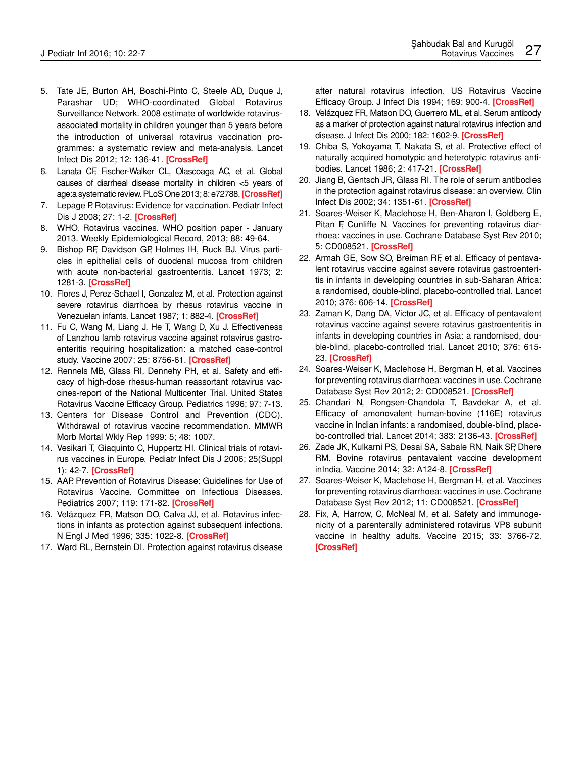5. Tate JE, Burton AH, Boschi-Pinto C, Steele AD, Duque J, Parashar UD; WHO-coordinated Global Rotavirus Surveillance Network. 2008 estimate of worldwide rotavirus-associated mortality in children younger than 5 years before the introduction of universal rotavirus vaccination programmes: a systematic review and meta-analysis. Lancet Infect Dis 2012; 12: 136-41. [CrossRef]
6. Lanata CF, Fischer-Walker CL, Olascoaga AC, et al. Global causes of diarrheal disease mortality in children <5 years of age:a systematic review. PLoS One 2013; 8: e72788. [CrossRef]
7. Lepage P. Rotavirus: Evidence for vaccination. Pediatr Infect Dis J 2008; 27: 1-2. [CrossRef]
8. WHO. Rotavirus vaccines. WHO position paper - January 2013. Weekly Epidemiological Record, 2013; 88: 49-64.
9. Bishop RF, Davidson GP, Holmes IH, Ruck BJ. Virus particles in epithelial cells of duodenal mucosa from children with acute non-bacterial gastroenteritis. Lancet 1973; 2: 1281-3. [CrossRef]
10. Flores J, Perez-Schael I, Gonzalez M, et al. Protection against severe rotavirus diarrhoea by rhesus rotavirus vaccine in Venezuelan infants. Lancet 1987; 1: 882-4. [CrossRef]
11. Fu C, Wang M, Liang J, He T, Wang D, Xu J. Effectiveness of Lanzhou lamb rotavirus vaccine against rotavirus gastroenteritis requiring hospitalization: a matched case-control study. Vaccine 2007; 25: 8756-61. [CrossRef]
12. Rennels MB, Glass RI, Dennehy PH, et al. Safety and efficacy of high-dose rhesus-human reassortant rotavirus vaccines-report of the National Multicenter Trial. United States Rotavirus Vaccine Efficacy Group. Pediatrics 1996; 97: 7-13.
13. Centers for Disease Control and Prevention (CDC). Withdrawal of rotavirus vaccine recommendation. MMWR Morb Mortal Wkly Rep 1999: 5; 48: 1007.
14. Vesikari T, Giaquinto C, Huppertz HI. Clinical trials of rotavirus vaccines in Europe. Pediatr Infect Dis J 2006; 25(Suppl 1): 42-7. [CrossRef]
15. AAP. Prevention of Rotavirus Disease: Guidelines for Use of Rotavirus Vaccine. Committee on Infectious Diseases. Pediatrics 2007; 119: 171-82. [CrossRef]
16. Velázquez FR, Matson DO, Calva JJ, et al. Rotavirus infections in infants as protection against subsequent infections. N Engl J Med 1996; 335: 1022-8. [CrossRef]
17. Ward RL, Bernstein DI. Protection against rotavirus disease after natural rotavirus infection. US Rotavirus Vaccine Efficacy Group. J Infect Dis 1994; 169: 900-4. [CrossRef]
18. Velázquez FR, Matson DO, Guerrero ML, et al. Serum antibody as a marker of protection against natural rotavirus infection and disease. J Infect Dis 2000; 182: 1602-9. [CrossRef]
19. Chiba S, Yokoyama T, Nakata S, et al. Protective effect of naturally acquired homotypic and heterotypic rotavirus antibodies. Lancet 1986; 2: 417-21. [CrossRef]
20. Jiang B, Gentsch JR, Glass RI. The role of serum antibodies in the protection against rotavirus disease: an overview. Clin Infect Dis 2002; 34: 1351-61. [CrossRef]
21. Soares-Weiser K, Maclehose H, Ben-Aharon I, Goldberg E, Pitan F, Cunliffe N. Vaccines for preventing rotavirus diarrhoea: vaccines in use. Cochrane Database Syst Rev 2010; 5: CD008521. [CrossRef]
22. Armah GE, Sow SO, Breiman RF, et al. Efficacy of pentavalent rotavirus vaccine against severe rotavirus gastroenteritis in infants in developing countries in sub-Saharan Africa: a randomised, double-blind, placebo-controlled trial. Lancet 2010; 376: 606-14. [CrossRef]
23. Zaman K, Dang DA, Victor JC, et al. Efficacy of pentavalent rotavirus vaccine against severe rotavirus gastroenteritis in infants in developing countries in Asia: a randomised, double-blind, placebo-controlled trial. Lancet 2010; 376: 615-23. [CrossRef]
24. Soares-Weiser K, Maclehose H, Bergman H, et al. Vaccines for preventing rotavirus diarrhoea: vaccines in use. Cochrane Database Syst Rev 2012; 2: CD008521. [CrossRef]
25. Chandari N, Rongsen-Chandola T, Bavdekar A, et al. Efficacy of amonovalent human-bovine (116E) rotavirus vaccine in Indian infants: a randomised, double-blind, placebo-controlled trial. Lancet 2014; 383: 2136-43. [CrossRef]
26. Zade JK, Kulkarni PS, Desai SA, Sabale RN, Naik SP, Dhere RM. Bovine rotavirus pentavalent vaccine development inIndia. Vaccine 2014; 32: A124-8. [CrossRef]
27. Soares-Weiser K, Maclehose H, Bergman H, et al. Vaccines for preventing rotavirus diarrhoea: vaccines in use. Cochrane Database Syst Rev 2012; 11: CD008521. [CrossRef]
28. Fix, A, Harrow, C, McNeal M, et al. Safety and immunogenicity of a parenterally administered rotavirus VP8 subunit vaccine in healthy adults. Vaccine 2015; 33: 3766-72. [CrossRef]